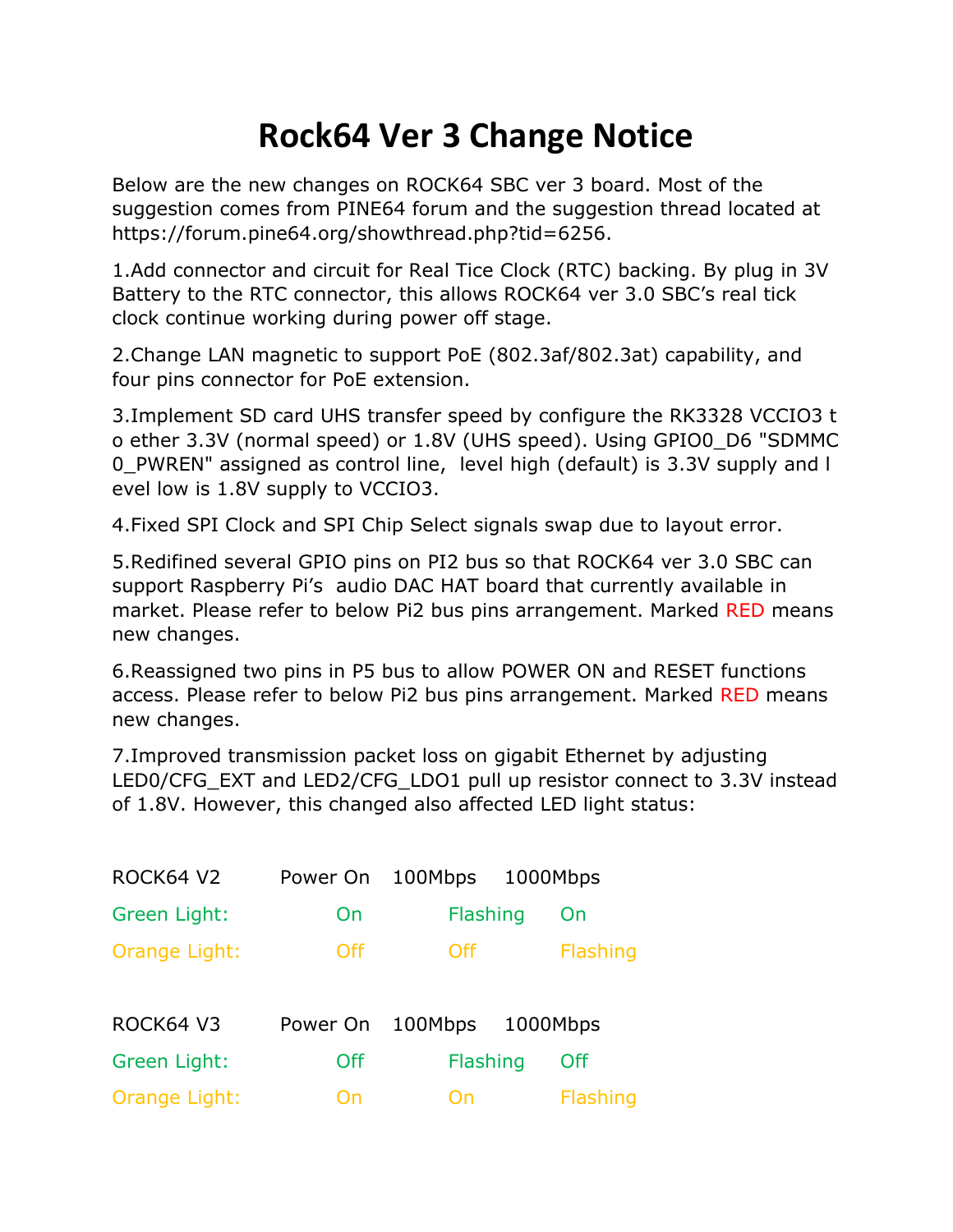# Rock64 Ver 3 Change Notice

Below are the new changes on ROCK64 SBC ver 3 board. Most of the suggestion comes from PINE64 forum and the suggestion thread located at https://forum.pine64.org/showthread.php?tid=6256.

1.Add connector and circuit for Real Tice Clock (RTC) backing. By plug in 3V Battery to the RTC connector, this allows ROCK64 ver 3.0 SBC's real tick clock continue working during power off stage.

2.Change LAN magnetic to support PoE (802.3af/802.3at) capability, and four pins connector for PoE extension.

3.Implement SD card UHS transfer speed by configure the RK3328 VCCIO3 to ether 3.3V (normal speed) or 1.8V (UHS speed). Using GPIO0_D6 "SDMMC0_PWREN" assigned as control line, level high (default) is 3.3V supply and level low is 1.8V supply to VCCIO3.

4.Fixed SPI Clock and SPI Chip Select signals swap due to layout error.

5.Redifined several GPIO pins on PI2 bus so that ROCK64 ver 3.0 SBC can support Raspberry Pi's audio DAC HAT board that currently available in market. Please refer to below Pi2 bus pins arrangement. Marked RED means new changes.

6.Reassigned two pins in P5 bus to allow POWER ON and RESET functions access. Please refer to below Pi2 bus pins arrangement. Marked RED means new changes.

7.Improved transmission packet loss on gigabit Ethernet by adjusting LED0/CFG_EXT and LED2/CFG_LDO1 pull up resistor connect to 3.3V instead of 1.8V. However, this changed also affected LED light status:

| ROCK64 V2 | Power On | 100Mbps | 1000Mbps |
|---|---|---|---|
| Green Light: | On | Flashing | On |
| Orange Light: | Off | Off | Flashing |

| ROCK64 V3 | Power On | 100Mbps | 1000Mbps |
|---|---|---|---|
| Green Light: | Off | Flashing | Off |
| Orange Light: | On | On | Flashing |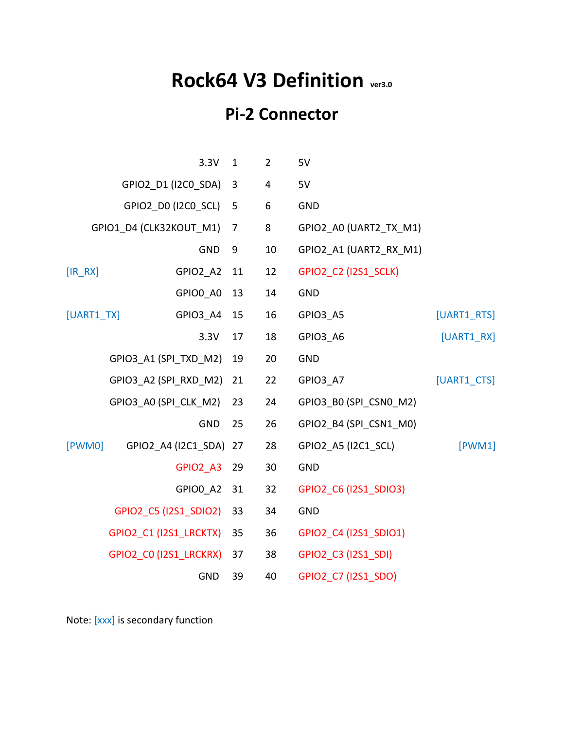# Rock64 V3 Definition ver3.0

## Pi-2 Connector

| Secondary | Function | Pin | Pin | Function | Secondary |
|---|---|---|---|---|---|
| | 3.3V | 1 | 2 | 5V | |
| | GPIO2_D1 (I2C0_SDA) | 3 | 4 | 5V | |
| | GPIO2_D0 (I2C0_SCL) | 5 | 6 | GND | |
| | GPIO1_D4 (CLK32KOUT_M1) | 7 | 8 | GPIO2_A0 (UART2_TX_M1) | |
| | GND | 9 | 10 | GPIO2_A1 (UART2_RX_M1) | |
| [IR_RX] | GPIO2_A2 | 11 | 12 | GPIO2_C2 (I2S1_SCLK) | |
| | GPIO0_A0 | 13 | 14 | GND | |
| [UART1_TX] | GPIO3_A4 | 15 | 16 | GPIO3_A5 | [UART1_RTS] |
| | 3.3V | 17 | 18 | GPIO3_A6 | [UART1_RX] |
| | GPIO3_A1 (SPI_TXD_M2) | 19 | 20 | GND | |
| | GPIO3_A2 (SPI_RXD_M2) | 21 | 22 | GPIO3_A7 | [UART1_CTS] |
| | GPIO3_A0 (SPI_CLK_M2) | 23 | 24 | GPIO3_B0 (SPI_CSN0_M2) | |
| | GND | 25 | 26 | GPIO2_B4 (SPI_CSN1_M0) | |
| [PWM0] | GPIO2_A4 (I2C1_SDA) | 27 | 28 | GPIO2_A5 (I2C1_SCL) | [PWM1] |
| | GPIO2_A3 | 29 | 30 | GND | |
| | GPIO0_A2 | 31 | 32 | GPIO2_C6 (I2S1_SDIO3) | |
| | GPIO2_C5 (I2S1_SDIO2) | 33 | 34 | GND | |
| | GPIO2_C1 (I2S1_LRCKTX) | 35 | 36 | GPIO2_C4 (I2S1_SDIO1) | |
| | GPIO2_C0 (I2S1_LRCKRX) | 37 | 38 | GPIO2_C3 (I2S1_SDI) | |
| | GND | 39 | 40 | GPIO2_C7 (I2S1_SDO) | |

Note: [xxx] is secondary function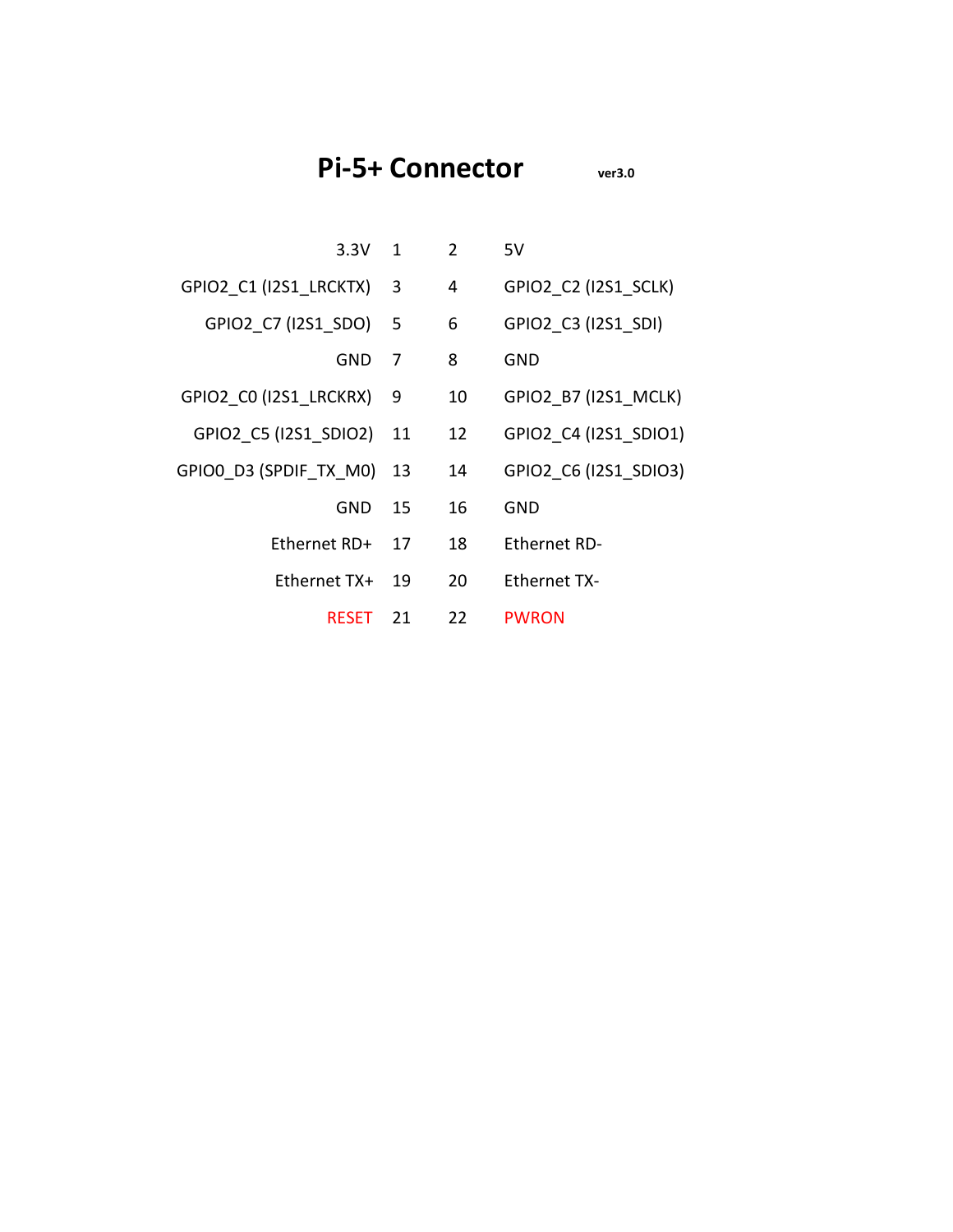# Pi-5+ Connector

ver3.0

| | | | |
|---|---|---|---|
| 3.3V | 1 | 2 | 5V |
| GPIO2_C1 (I2S1_LRCKTX) | 3 | 4 | GPIO2_C2 (I2S1_SCLK) |
| GPIO2_C7 (I2S1_SDO) | 5 | 6 | GPIO2_C3 (I2S1_SDI) |
| GND | 7 | 8 | GND |
| GPIO2_C0 (I2S1_LRCKRX) | 9 | 10 | GPIO2_B7 (I2S1_MCLK) |
| GPIO2_C5 (I2S1_SDIO2) | 11 | 12 | GPIO2_C4 (I2S1_SDIO1) |
| GPIO0_D3 (SPDIF_TX_M0) | 13 | 14 | GPIO2_C6 (I2S1_SDIO3) |
| GND | 15 | 16 | GND |
| Ethernet RD+ | 17 | 18 | Ethernet RD- |
| Ethernet TX+ | 19 | 20 | Ethernet TX- |
| RESET | 21 | 22 | PWRON |